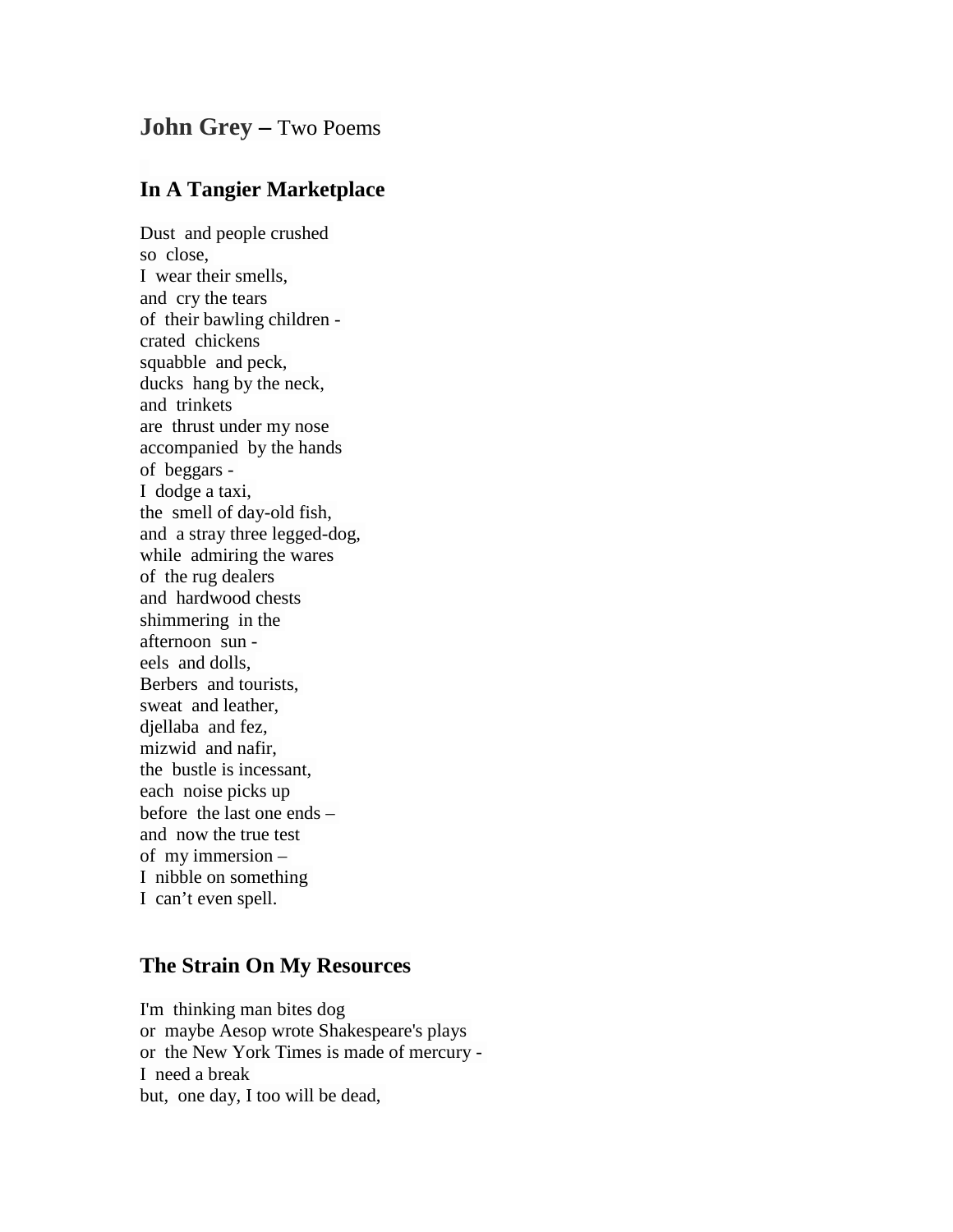## **John Grey** – Two Poems

### In A Tangier Marketplace

Dust and people crushed  
so close,  
I wear their smells,  
and cry the tears  
of their bawling children -  
crated chickens  
squabble and peck,  
ducks hang by the neck,  
and trinkets  
are thrust under my nose  
accompanied by the hands  
of beggars -  
I dodge a taxi,  
the smell of day-old fish,  
and a stray three legged-dog,  
while admiring the wares  
of the rug dealers  
and hardwood chests  
shimmering in the  
afternoon sun -  
eels and dolls,  
Berbers and tourists,  
sweat and leather,  
djellaba and fez,  
mizwid and nafir,  
the bustle is incessant,  
each noise picks up  
before the last one ends –  
and now the true test  
of my immersion –  
I nibble on something  
I can’t even spell.

### The Strain On My Resources

I'm thinking man bites dog  
or maybe Aesop wrote Shakespeare's plays  
or the New York Times is made of mercury -  
I need a break  
but, one day, I too will be dead,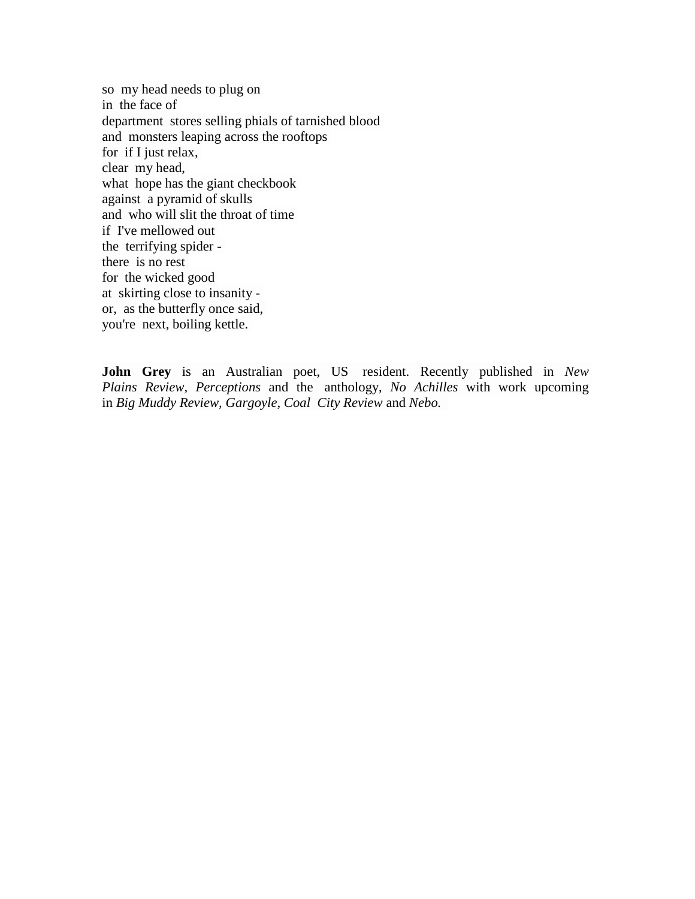so my head needs to plug on  
in the face of  
department stores selling phials of tarnished blood  
and monsters leaping across the rooftops  
for if I just relax,  
clear my head,  
what hope has the giant checkbook  
against a pyramid of skulls  
and who will slit the throat of time  
if I've mellowed out  
the terrifying spider -  
there is no rest  
for the wicked good  
at skirting close to insanity -  
or, as the butterfly once said,  
you're next, boiling kettle.

**John Grey** is an Australian poet, US resident. Recently published in *New Plains Review*, *Perceptions* and the anthology, *No Achilles* with work upcoming in *Big Muddy Review, Gargoyle, Coal City Review* and *Nebo.*